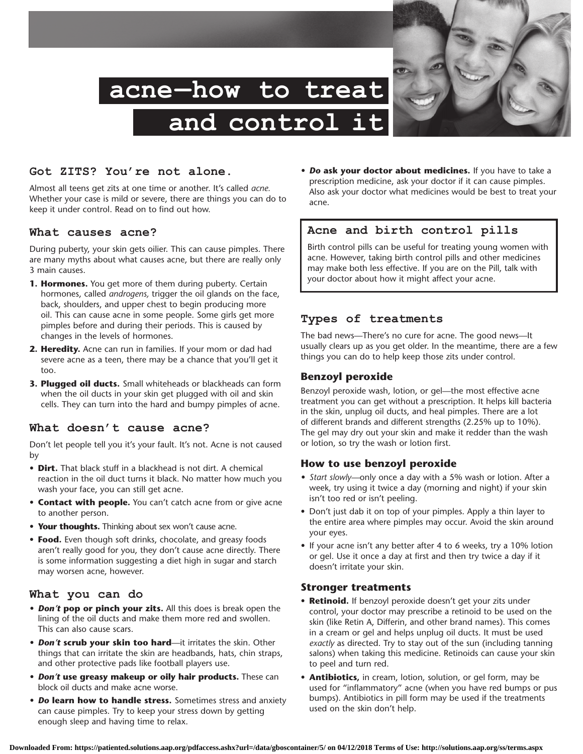# acne—how to treat and control it

## Got ZITS? You're not alone.

Almost all teens get zits at one time or another. It's called *acne.* Whether your case is mild or severe, there are things you can do to keep it under control. Read on to find out how.

## What causes acne?

During puberty, your skin gets oilier. This can cause pimples. There are many myths about what causes acne, but there are really only 3 main causes.

1. **Hormones.** You get more of them during puberty. Certain hormones, called *androgens,* trigger the oil glands on the face, back, shoulders, and upper chest to begin producing more oil. This can cause acne in some people. Some girls get more pimples before and during their periods. This is caused by changes in the levels of hormones.
2. **Heredity.** Acne can run in families. If your mom or dad had severe acne as a teen, there may be a chance that you'll get it too.
3. **Plugged oil ducts.** Small whiteheads or blackheads can form when the oil ducts in your skin get plugged with oil and skin cells. They can turn into the hard and bumpy pimples of acne.

## What doesn't cause acne?

Don't let people tell you it's your fault. It's not. Acne is not caused by

- **Dirt.** That black stuff in a blackhead is not dirt. A chemical reaction in the oil duct turns it black. No matter how much you wash your face, you can still get acne.
- **Contact with people.** You can't catch acne from or give acne to another person.
- **Your thoughts.** Thinking about sex won't cause acne.
- **Food.** Even though soft drinks, chocolate, and greasy foods aren't really good for you, they don't cause acne directly. There is some information suggesting a diet high in sugar and starch may worsen acne, however.

## What you can do

- ***Don't* pop or pinch your zits.** All this does is break open the lining of the oil ducts and make them more red and swollen. This can also cause scars.
- ***Don't* scrub your skin too hard**—it irritates the skin. Other things that can irritate the skin are headbands, hats, chin straps, and other protective pads like football players use.
- ***Don't* use greasy makeup or oily hair products.** These can block oil ducts and make acne worse.
- ***Do* learn how to handle stress.** Sometimes stress and anxiety can cause pimples. Try to keep your stress down by getting enough sleep and having time to relax.
- ***Do* ask your doctor about medicines.** If you have to take a prescription medicine, ask your doctor if it can cause pimples. Also ask your doctor what medicines would be best to treat your acne.

## Acne and birth control pills

Birth control pills can be useful for treating young women with acne. However, taking birth control pills and other medicines may make both less effective. If you are on the Pill, talk with your doctor about how it might affect your acne.

## Types of treatments

The bad news—There's no cure for acne. The good news—It usually clears up as you get older. In the meantime, there are a few things you can do to help keep those zits under control.

### Benzoyl peroxide

Benzoyl peroxide wash, lotion, or gel—the most effective acne treatment you can get without a prescription. It helps kill bacteria in the skin, unplug oil ducts, and heal pimples. There are a lot of different brands and different strengths (2.25% up to 10%). The gel may dry out your skin and make it redder than the wash or lotion, so try the wash or lotion first.

### How to use benzoyl peroxide

- *Start slowly*—only once a day with a 5% wash or lotion. After a week, try using it twice a day (morning and night) if your skin isn't too red or isn't peeling.
- Don't just dab it on top of your pimples. Apply a thin layer to the entire area where pimples may occur. Avoid the skin around your eyes.
- If your acne isn't any better after 4 to 6 weeks, try a 10% lotion or gel. Use it once a day at first and then try twice a day if it doesn't irritate your skin.

### Stronger treatments

- **Retinoid.** If benzoyl peroxide doesn't get your zits under control, your doctor may prescribe a retinoid to be used on the skin (like Retin A, Differin, and other brand names). This comes in a cream or gel and helps unplug oil ducts. It must be used *exactly* as directed. Try to stay out of the sun (including tanning salons) when taking this medicine. Retinoids can cause your skin to peel and turn red.
- **Antibiotics,** in cream, lotion, solution, or gel form, may be used for "inflammatory" acne (when you have red bumps or pus bumps). Antibiotics in pill form may be used if the treatments used on the skin don't help.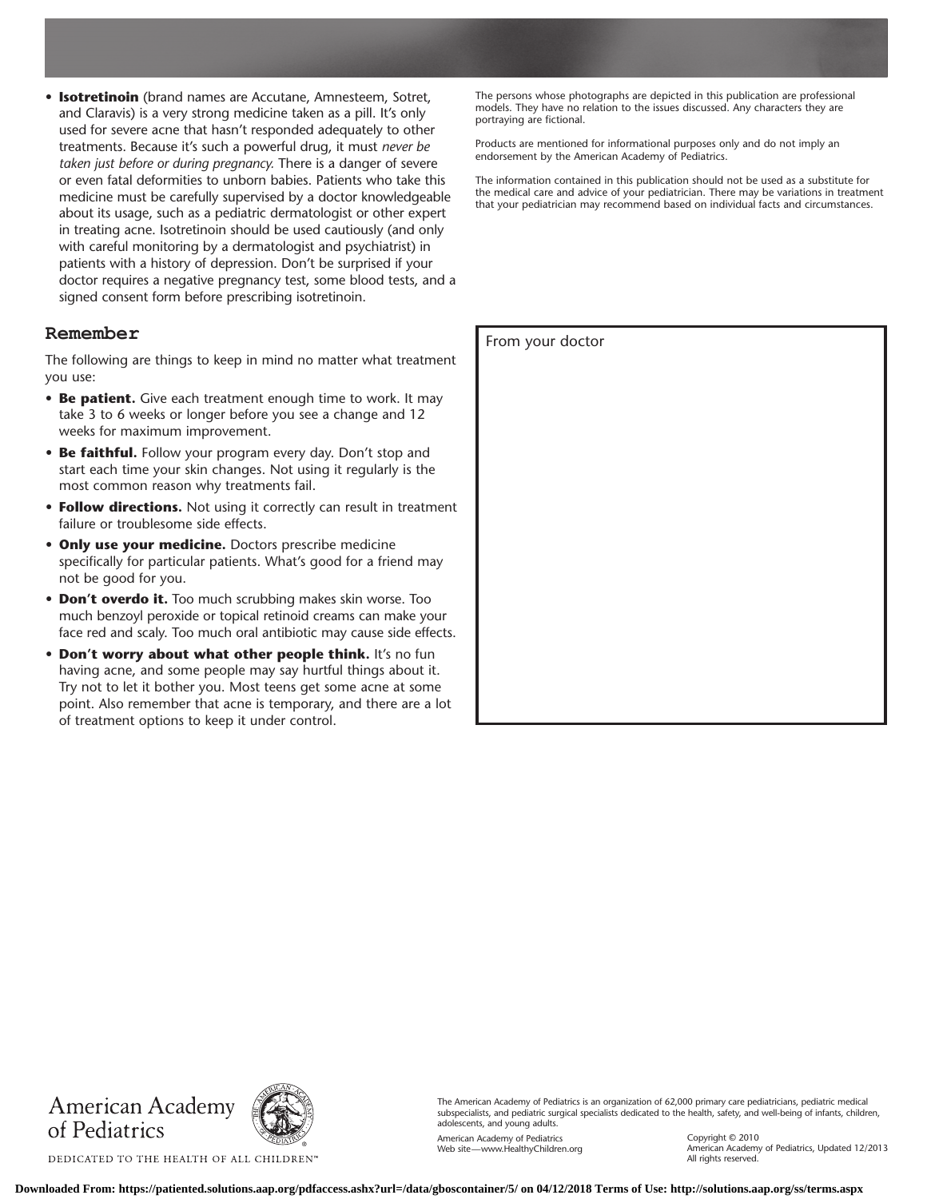- **Isotretinoin** (brand names are Accutane, Amnesteem, Sotret, and Claravis) is a very strong medicine taken as a pill. It's only used for severe acne that hasn't responded adequately to other treatments. Because it's such a powerful drug, it must *never be taken just before or during pregnancy.* There is a danger of severe or even fatal deformities to unborn babies. Patients who take this medicine must be carefully supervised by a doctor knowledgeable about its usage, such as a pediatric dermatologist or other expert in treating acne. Isotretinoin should be used cautiously (and only with careful monitoring by a dermatologist and psychiatrist) in patients with a history of depression. Don't be surprised if your doctor requires a negative pregnancy test, some blood tests, and a signed consent form before prescribing isotretinoin.

## Remember

The following are things to keep in mind no matter what treatment you use:

- **Be patient.** Give each treatment enough time to work. It may take 3 to 6 weeks or longer before you see a change and 12 weeks for maximum improvement.
- **Be faithful.** Follow your program every day. Don't stop and start each time your skin changes. Not using it regularly is the most common reason why treatments fail.
- **Follow directions.** Not using it correctly can result in treatment failure or troublesome side effects.
- **Only use your medicine.** Doctors prescribe medicine specifically for particular patients. What's good for a friend may not be good for you.
- **Don't overdo it.** Too much scrubbing makes skin worse. Too much benzoyl peroxide or topical retinoid creams can make your face red and scaly. Too much oral antibiotic may cause side effects.
- **Don't worry about what other people think.** It's no fun having acne, and some people may say hurtful things about it. Try not to let it bother you. Most teens get some acne at some point. Also remember that acne is temporary, and there are a lot of treatment options to keep it under control.

The persons whose photographs are depicted in this publication are professional models. They have no relation to the issues discussed. Any characters they are portraying are fictional.

Products are mentioned for informational purposes only and do not imply an endorsement by the American Academy of Pediatrics.

The information contained in this publication should not be used as a substitute for the medical care and advice of your pediatrician. There may be variations in treatment that your pediatrician may recommend based on individual facts and circumstances.

From your doctor

American Academy of Pediatrics

DEDICATED TO THE HEALTH OF ALL CHILDREN™

The American Academy of Pediatrics is an organization of 62,000 primary care pediatricians, pediatric medical subspecialists, and pediatric surgical specialists dedicated to the health, safety, and well-being of infants, children, adolescents, and young adults.

American Academy of Pediatrics
Web site—www.HealthyChildren.org

Copyright © 2010
American Academy of Pediatrics, Updated 12/2013
All rights reserved.